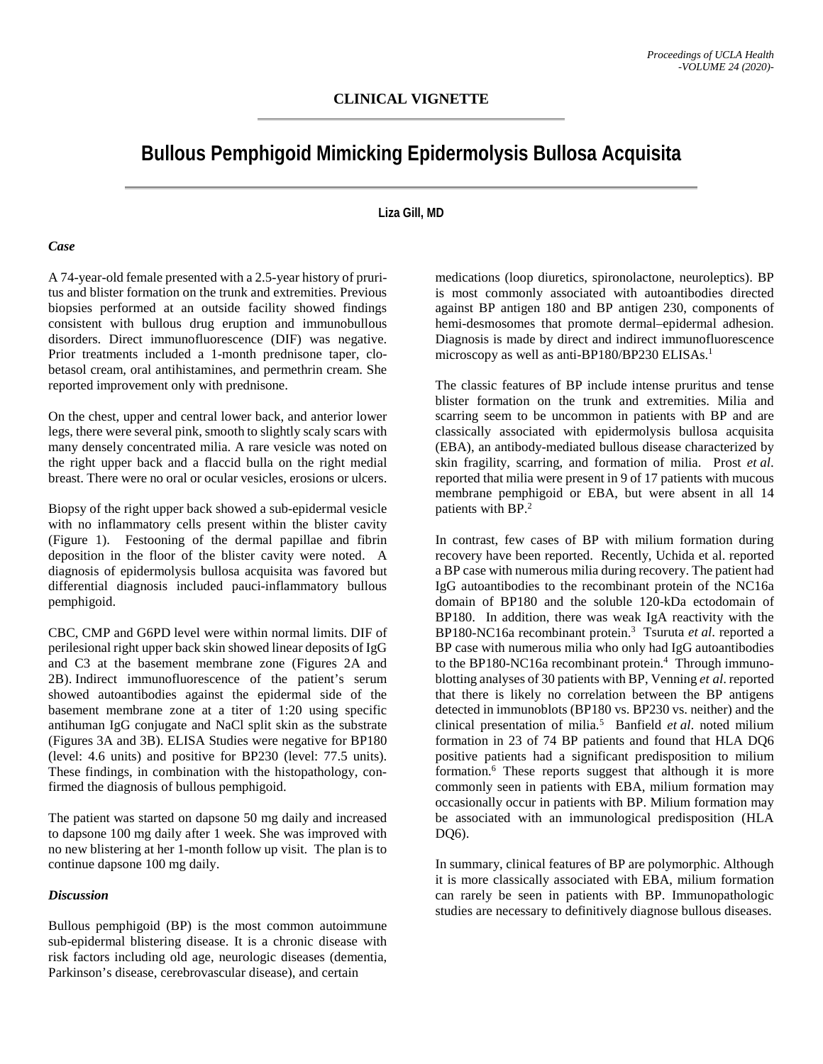## CLINICAL VIGNETTE

# Bullous Pemphigoid Mimicking Epidermolysis Bullosa Acquisita

**Liza Gill, MD**

### *Case*

A 74-year-old female presented with a 2.5-year history of pruritus and blister formation on the trunk and extremities. Previous biopsies performed at an outside facility showed findings consistent with bullous drug eruption and immunobullous disorders. Direct immunofluorescence (DIF) was negative. Prior treatments included a 1-month prednisone taper, clobetasol cream, oral antihistamines, and permethrin cream. She reported improvement only with prednisone.

On the chest, upper and central lower back, and anterior lower legs, there were several pink, smooth to slightly scaly scars with many densely concentrated milia. A rare vesicle was noted on the right upper back and a flaccid bulla on the right medial breast. There were no oral or ocular vesicles, erosions or ulcers.

Biopsy of the right upper back showed a sub-epidermal vesicle with no inflammatory cells present within the blister cavity (Figure 1). Festooning of the dermal papillae and fibrin deposition in the floor of the blister cavity were noted. A diagnosis of epidermolysis bullosa acquisita was favored but differential diagnosis included pauci-inflammatory bullous pemphigoid.

CBC, CMP and G6PD level were within normal limits. DIF of perilesional right upper back skin showed linear deposits of IgG and C3 at the basement membrane zone (Figures 2A and 2B). Indirect immunofluorescence of the patient's serum showed autoantibodies against the epidermal side of the basement membrane zone at a titer of 1:20 using specific antihuman IgG conjugate and NaCl split skin as the substrate (Figures 3A and 3B). ELISA Studies were negative for BP180 (level: 4.6 units) and positive for BP230 (level: 77.5 units). These findings, in combination with the histopathology, confirmed the diagnosis of bullous pemphigoid.

The patient was started on dapsone 50 mg daily and increased to dapsone 100 mg daily after 1 week. She was improved with no new blistering at her 1-month follow up visit. The plan is to continue dapsone 100 mg daily.

### *Discussion*

Bullous pemphigoid (BP) is the most common autoimmune sub-epidermal blistering disease. It is a chronic disease with risk factors including old age, neurologic diseases (dementia, Parkinson's disease, cerebrovascular disease), and certain medications (loop diuretics, spironolactone, neuroleptics). BP is most commonly associated with autoantibodies directed against BP antigen 180 and BP antigen 230, components of hemi-desmosomes that promote dermal–epidermal adhesion. Diagnosis is made by direct and indirect immunofluorescence microscopy as well as anti-BP180/BP230 ELISAs.[1]

The classic features of BP include intense pruritus and tense blister formation on the trunk and extremities. Milia and scarring seem to be uncommon in patients with BP and are classically associated with epidermolysis bullosa acquisita (EBA), an antibody-mediated bullous disease characterized by skin fragility, scarring, and formation of milia. Prost *et al*. reported that milia were present in 9 of 17 patients with mucous membrane pemphigoid or EBA, but were absent in all 14 patients with BP.[2]

In contrast, few cases of BP with milium formation during recovery have been reported. Recently, Uchida et al. reported a BP case with numerous milia during recovery. The patient had IgG autoantibodies to the recombinant protein of the NC16a domain of BP180 and the soluble 120-kDa ectodomain of BP180. In addition, there was weak IgA reactivity with the BP180-NC16a recombinant protein.[3] Tsuruta *et al*. reported a BP case with numerous milia who only had IgG autoantibodies to the BP180-NC16a recombinant protein.[4] Through immunoblotting analyses of 30 patients with BP, Venning *et al*. reported that there is likely no correlation between the BP antigens detected in immunoblots (BP180 vs. BP230 vs. neither) and the clinical presentation of milia.[5] Banfield *et al*. noted milium formation in 23 of 74 BP patients and found that HLA DQ6 positive patients had a significant predisposition to milium formation.[6] These reports suggest that although it is more commonly seen in patients with EBA, milium formation may occasionally occur in patients with BP. Milium formation may be associated with an immunological predisposition (HLA DQ6).

In summary, clinical features of BP are polymorphic. Although it is more classically associated with EBA, milium formation can rarely be seen in patients with BP. Immunopathologic studies are necessary to definitively diagnose bullous diseases.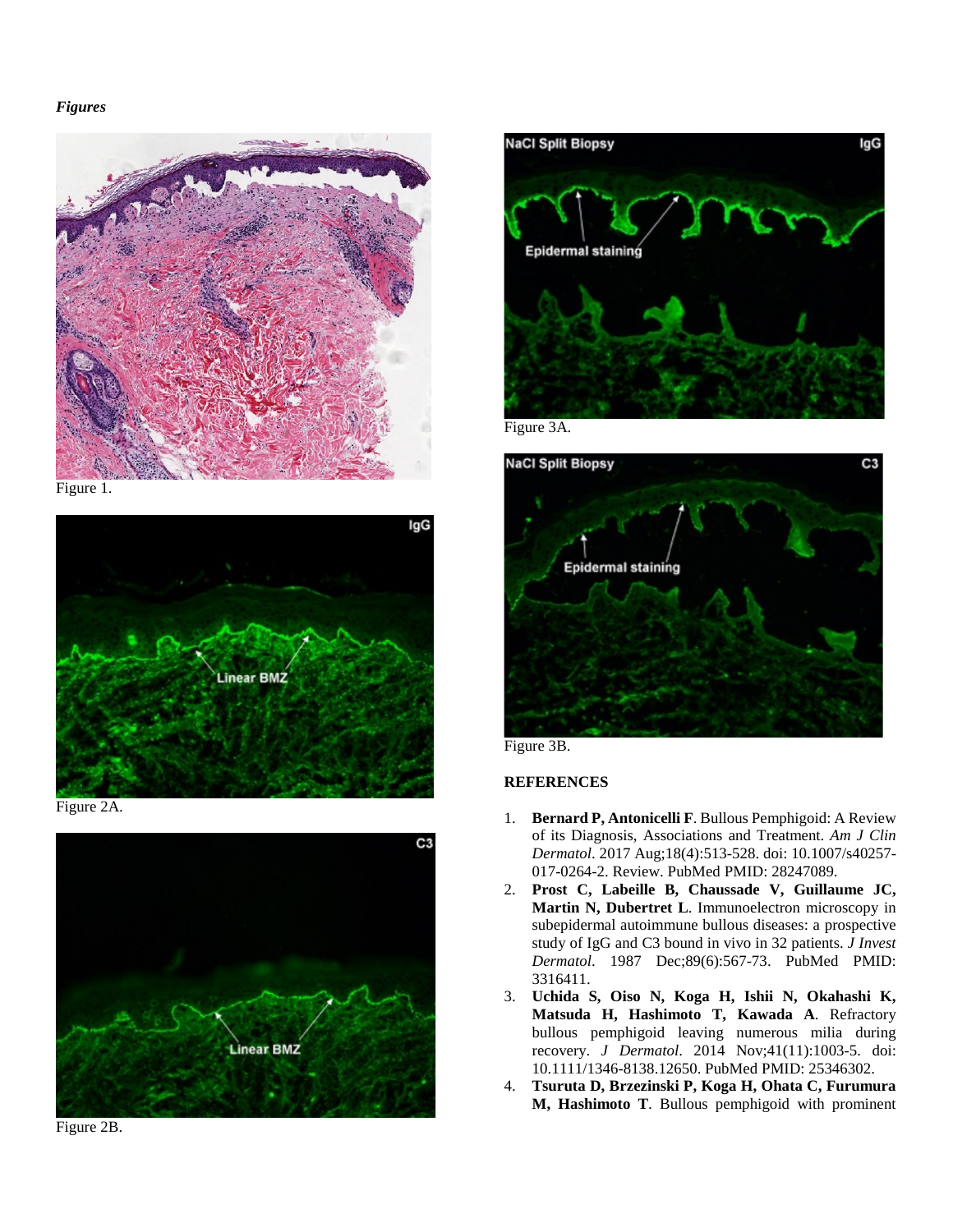*Figures*

Figure 1.

Figure 2A.

Figure 2B.

Figure 3A.

Figure 3B.

**REFERENCES**

1. **Bernard P, Antonicelli F**. Bullous Pemphigoid: A Review of its Diagnosis, Associations and Treatment. *Am J Clin Dermatol*. 2017 Aug;18(4):513-528. doi: 10.1007/s40257-017-0264-2. Review. PubMed PMID: 28247089.
2. **Prost C, Labeille B, Chaussade V, Guillaume JC, Martin N, Dubertret L**. Immunoelectron microscopy in subepidermal autoimmune bullous diseases: a prospective study of IgG and C3 bound in vivo in 32 patients. *J Invest Dermatol*. 1987 Dec;89(6):567-73. PubMed PMID: 3316411.
3. **Uchida S, Oiso N, Koga H, Ishii N, Okahashi K, Matsuda H, Hashimoto T, Kawada A**. Refractory bullous pemphigoid leaving numerous milia during recovery. *J Dermatol*. 2014 Nov;41(11):1003-5. doi: 10.1111/1346-8138.12650. PubMed PMID: 25346302.
4. **Tsuruta D, Brzezinski P, Koga H, Ohata C, Furumura M, Hashimoto T**. Bullous pemphigoid with prominent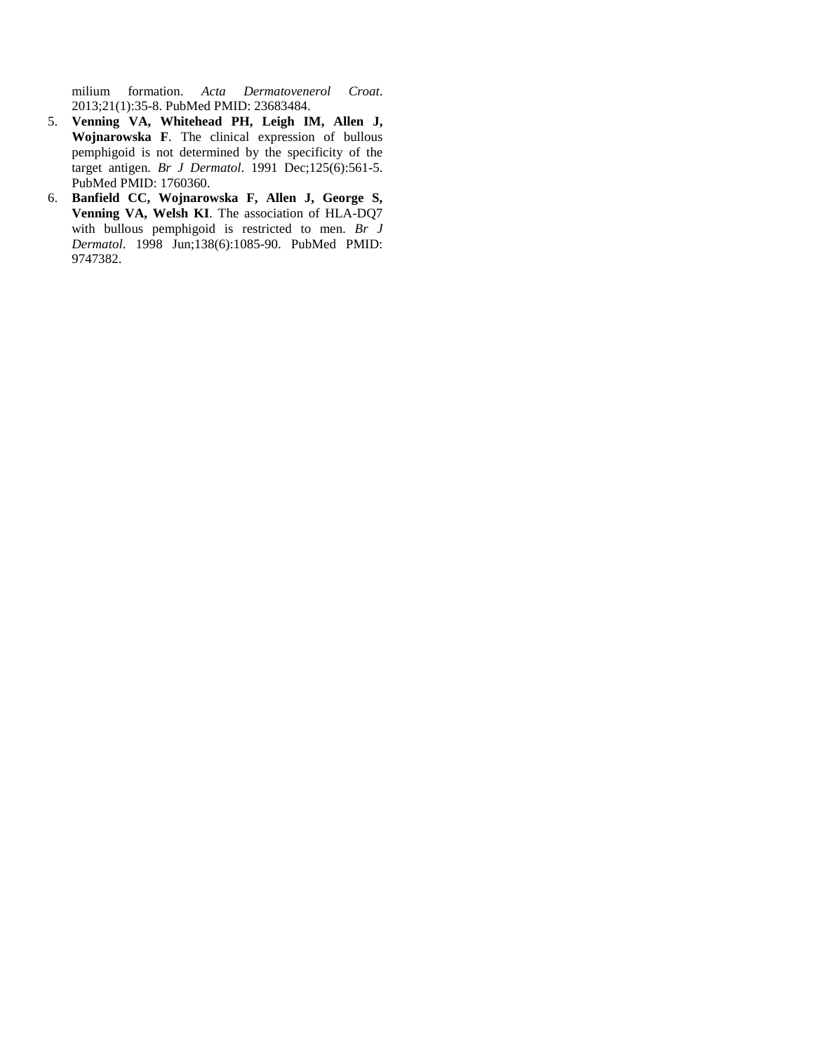milium formation. *Acta Dermatovenerol Croat*. 2013;21(1):35-8. PubMed PMID: 23683484.

5. **Venning VA, Whitehead PH, Leigh IM, Allen J, Wojnarowska F**. The clinical expression of bullous pemphigoid is not determined by the specificity of the target antigen. *Br J Dermatol*. 1991 Dec;125(6):561-5. PubMed PMID: 1760360.
6. **Banfield CC, Wojnarowska F, Allen J, George S, Venning VA, Welsh KI**. The association of HLA-DQ7 with bullous pemphigoid is restricted to men. *Br J Dermatol*. 1998 Jun;138(6):1085-90. PubMed PMID: 9747382.